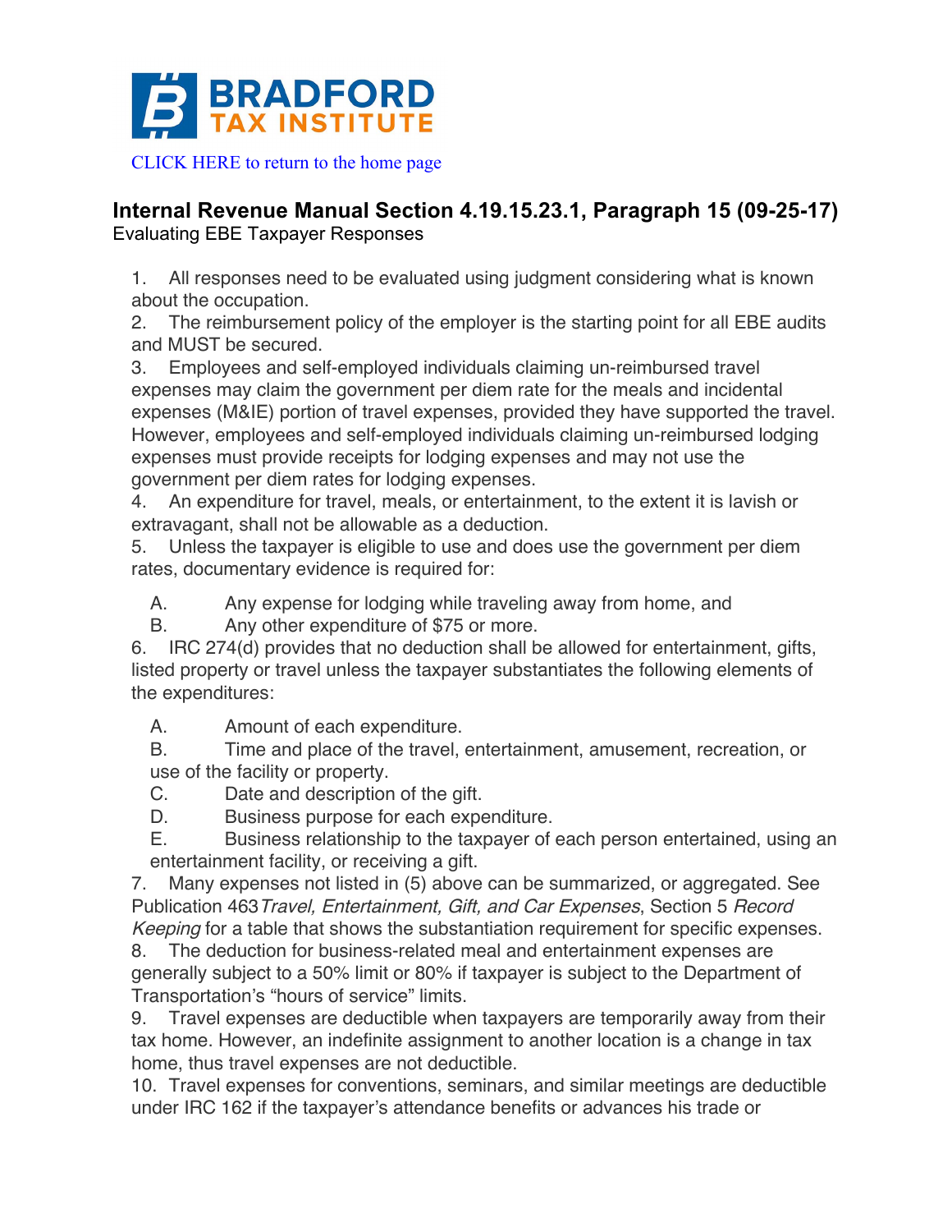CLICK HERE to return to the home page

## Internal Revenue Manual Section 4.19.15.23.1, Paragraph 15 (09-25-17)

Evaluating EBE Taxpayer Responses

1. All responses need to be evaluated using judgment considering what is known about the occupation.
2. The reimbursement policy of the employer is the starting point for all EBE audits and MUST be secured.
3. Employees and self-employed individuals claiming un-reimbursed travel expenses may claim the government per diem rate for the meals and incidental expenses (M&IE) portion of travel expenses, provided they have supported the travel. However, employees and self-employed individuals claiming un-reimbursed lodging expenses must provide receipts for lodging expenses and may not use the government per diem rates for lodging expenses.
4. An expenditure for travel, meals, or entertainment, to the extent it is lavish or extravagant, shall not be allowable as a deduction.
5. Unless the taxpayer is eligible to use and does use the government per diem rates, documentary evidence is required for:
   - A. Any expense for lodging while traveling away from home, and
   - B. Any other expenditure of $75 or more.
6. IRC 274(d) provides that no deduction shall be allowed for entertainment, gifts, listed property or travel unless the taxpayer substantiates the following elements of the expenditures:
   - A. Amount of each expenditure.
   - B. Time and place of the travel, entertainment, amusement, recreation, or use of the facility or property.
   - C. Date and description of the gift.
   - D. Business purpose for each expenditure.
   - E. Business relationship to the taxpayer of each person entertained, using an entertainment facility, or receiving a gift.
7. Many expenses not listed in (5) above can be summarized, or aggregated. See Publication 463 *Travel, Entertainment, Gift, and Car Expenses*, Section 5 *Record Keeping* for a table that shows the substantiation requirement for specific expenses.
8. The deduction for business-related meal and entertainment expenses are generally subject to a 50% limit or 80% if taxpayer is subject to the Department of Transportation's "hours of service" limits.
9. Travel expenses are deductible when taxpayers are temporarily away from their tax home. However, an indefinite assignment to another location is a change in tax home, thus travel expenses are not deductible.
10. Travel expenses for conventions, seminars, and similar meetings are deductible under IRC 162 if the taxpayer's attendance benefits or advances his trade or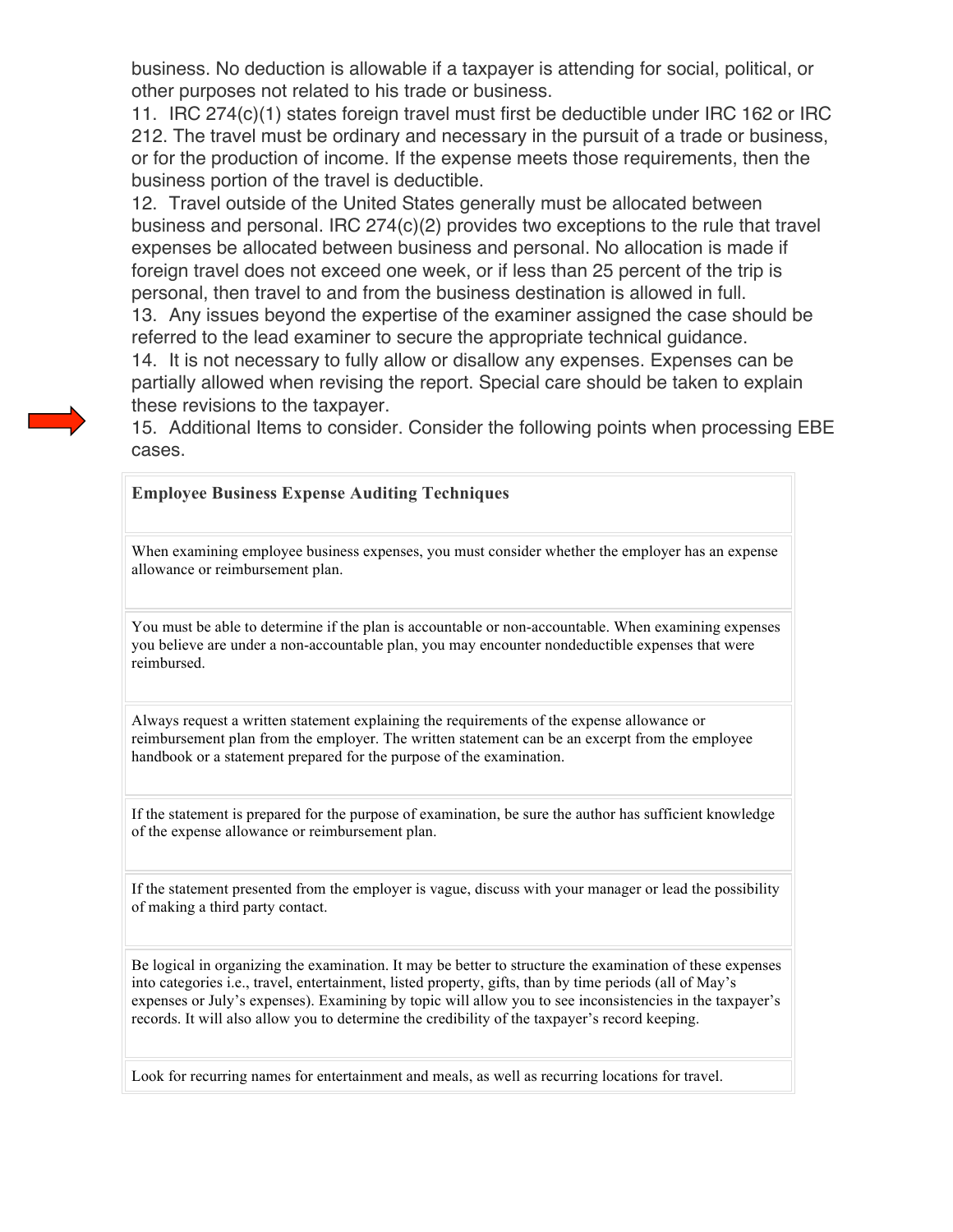business. No deduction is allowable if a taxpayer is attending for social, political, or other purposes not related to his trade or business.

11. IRC 274(c)(1) states foreign travel must first be deductible under IRC 162 or IRC 212. The travel must be ordinary and necessary in the pursuit of a trade or business, or for the production of income. If the expense meets those requirements, then the business portion of the travel is deductible.
12. Travel outside of the United States generally must be allocated between business and personal. IRC 274(c)(2) provides two exceptions to the rule that travel expenses be allocated between business and personal. No allocation is made if foreign travel does not exceed one week, or if less than 25 percent of the trip is personal, then travel to and from the business destination is allowed in full.
13. Any issues beyond the expertise of the examiner assigned the case should be referred to the lead examiner to secure the appropriate technical guidance.
14. It is not necessary to fully allow or disallow any expenses. Expenses can be partially allowed when revising the report. Special care should be taken to explain these revisions to the taxpayer.
15. Additional Items to consider. Consider the following points when processing EBE cases.

| **Employee Business Expense Auditing Techniques** |
|---|
| When examining employee business expenses, you must consider whether the employer has an expense allowance or reimbursement plan. |
| You must be able to determine if the plan is accountable or non-accountable. When examining expenses you believe are under a non-accountable plan, you may encounter nondeductible expenses that were reimbursed. |
| Always request a written statement explaining the requirements of the expense allowance or reimbursement plan from the employer. The written statement can be an excerpt from the employee handbook or a statement prepared for the purpose of the examination. |
| If the statement is prepared for the purpose of examination, be sure the author has sufficient knowledge of the expense allowance or reimbursement plan. |
| If the statement presented from the employer is vague, discuss with your manager or lead the possibility of making a third party contact. |
| Be logical in organizing the examination. It may be better to structure the examination of these expenses into categories i.e., travel, entertainment, listed property, gifts, than by time periods (all of May's expenses or July's expenses). Examining by topic will allow you to see inconsistencies in the taxpayer's records. It will also allow you to determine the credibility of the taxpayer's record keeping. |
| Look for recurring names for entertainment and meals, as well as recurring locations for travel. |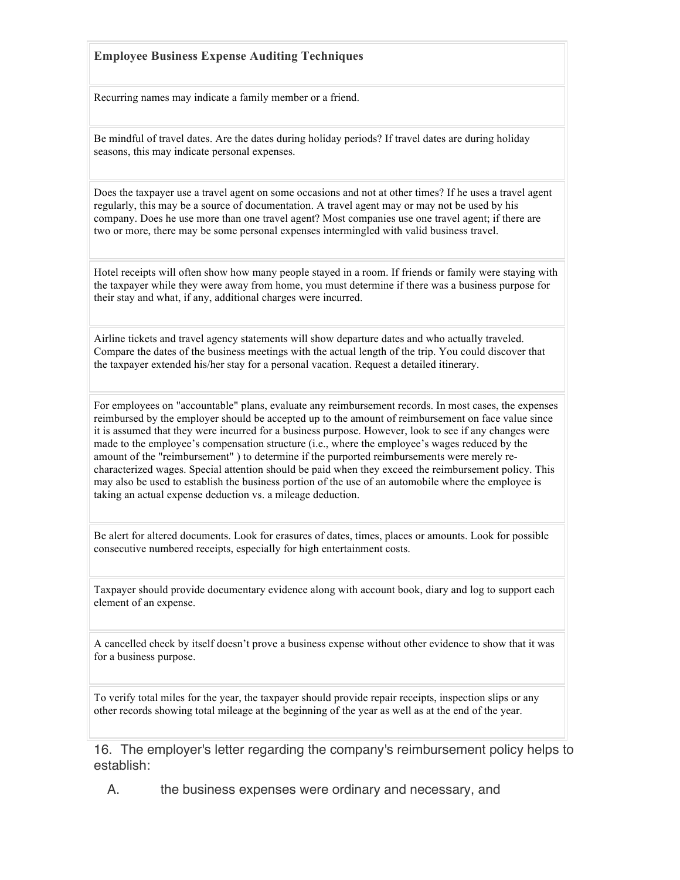| Employee Business Expense Auditing Techniques |
| --- |
| Recurring names may indicate a family member or a friend. |
| Be mindful of travel dates. Are the dates during holiday periods? If travel dates are during holiday seasons, this may indicate personal expenses. |
| Does the taxpayer use a travel agent on some occasions and not at other times? If he uses a travel agent regularly, this may be a source of documentation. A travel agent may or may not be used by his company. Does he use more than one travel agent? Most companies use one travel agent; if there are two or more, there may be some personal expenses intermingled with valid business travel. |
| Hotel receipts will often show how many people stayed in a room. If friends or family were staying with the taxpayer while they were away from home, you must determine if there was a business purpose for their stay and what, if any, additional charges were incurred. |
| Airline tickets and travel agency statements will show departure dates and who actually traveled. Compare the dates of the business meetings with the actual length of the trip. You could discover that the taxpayer extended his/her stay for a personal vacation. Request a detailed itinerary. |
| For employees on "accountable" plans, evaluate any reimbursement records. In most cases, the expenses reimbursed by the employer should be accepted up to the amount of reimbursement on face value since it is assumed that they were incurred for a business purpose. However, look to see if any changes were made to the employee's compensation structure (i.e., where the employee's wages reduced by the amount of the "reimbursement" ) to determine if the purported reimbursements were merely re-characterized wages. Special attention should be paid when they exceed the reimbursement policy. This may also be used to establish the business portion of the use of an automobile where the employee is taking an actual expense deduction vs. a mileage deduction. |
| Be alert for altered documents. Look for erasures of dates, times, places or amounts. Look for possible consecutive numbered receipts, especially for high entertainment costs. |
| Taxpayer should provide documentary evidence along with account book, diary and log to support each element of an expense. |
| A cancelled check by itself doesn't prove a business expense without other evidence to show that it was for a business purpose. |
| To verify total miles for the year, the taxpayer should provide repair receipts, inspection slips or any other records showing total mileage at the beginning of the year as well as at the end of the year. |

16. The employer's letter regarding the company's reimbursement policy helps to establish:

A. the business expenses were ordinary and necessary, and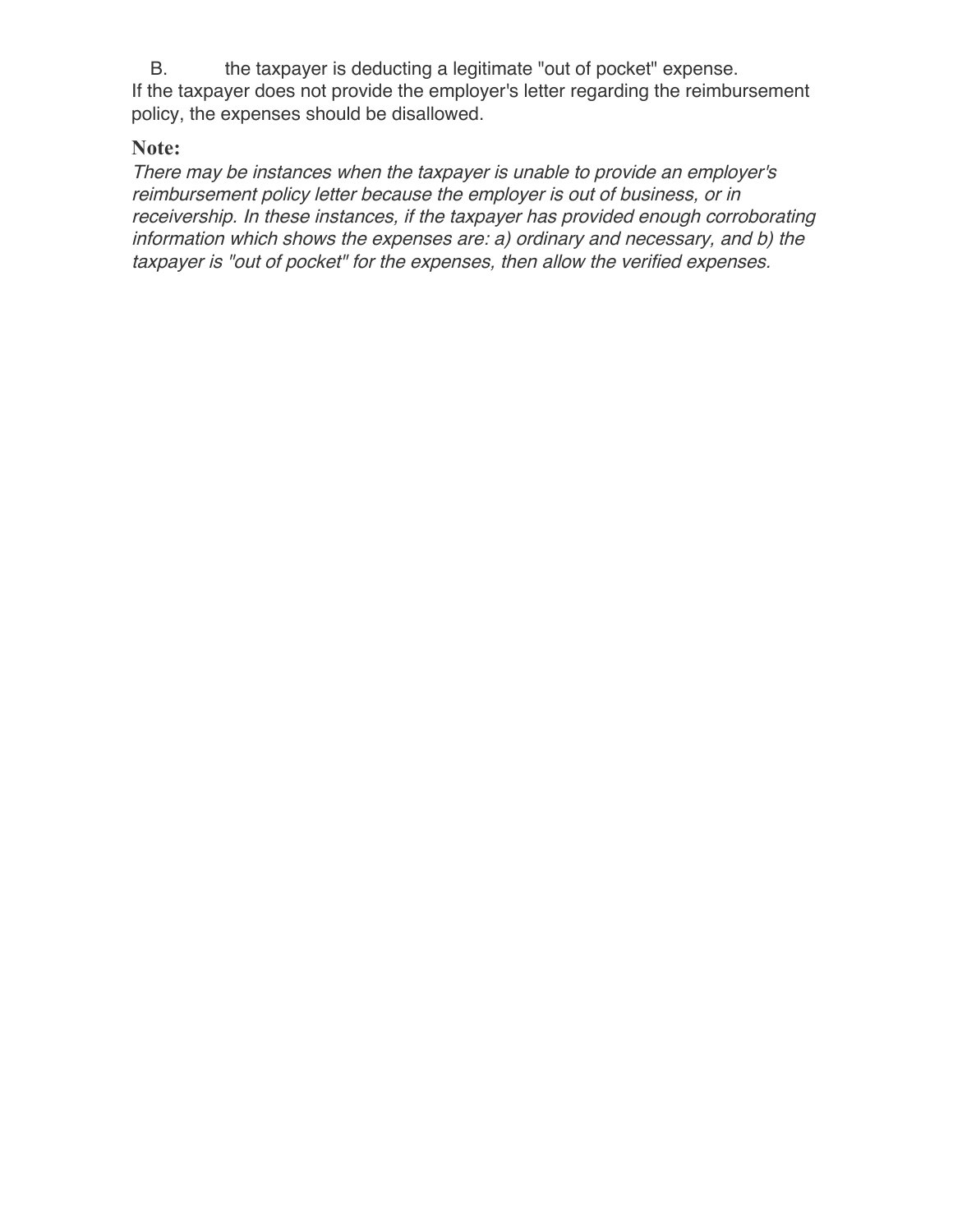B. the taxpayer is deducting a legitimate "out of pocket" expense.

If the taxpayer does not provide the employer's letter regarding the reimbursement policy, the expenses should be disallowed.

**Note:**

*There may be instances when the taxpayer is unable to provide an employer's reimbursement policy letter because the employer is out of business, or in receivership. In these instances, if the taxpayer has provided enough corroborating information which shows the expenses are: a) ordinary and necessary, and b) the taxpayer is "out of pocket" for the expenses, then allow the verified expenses.*